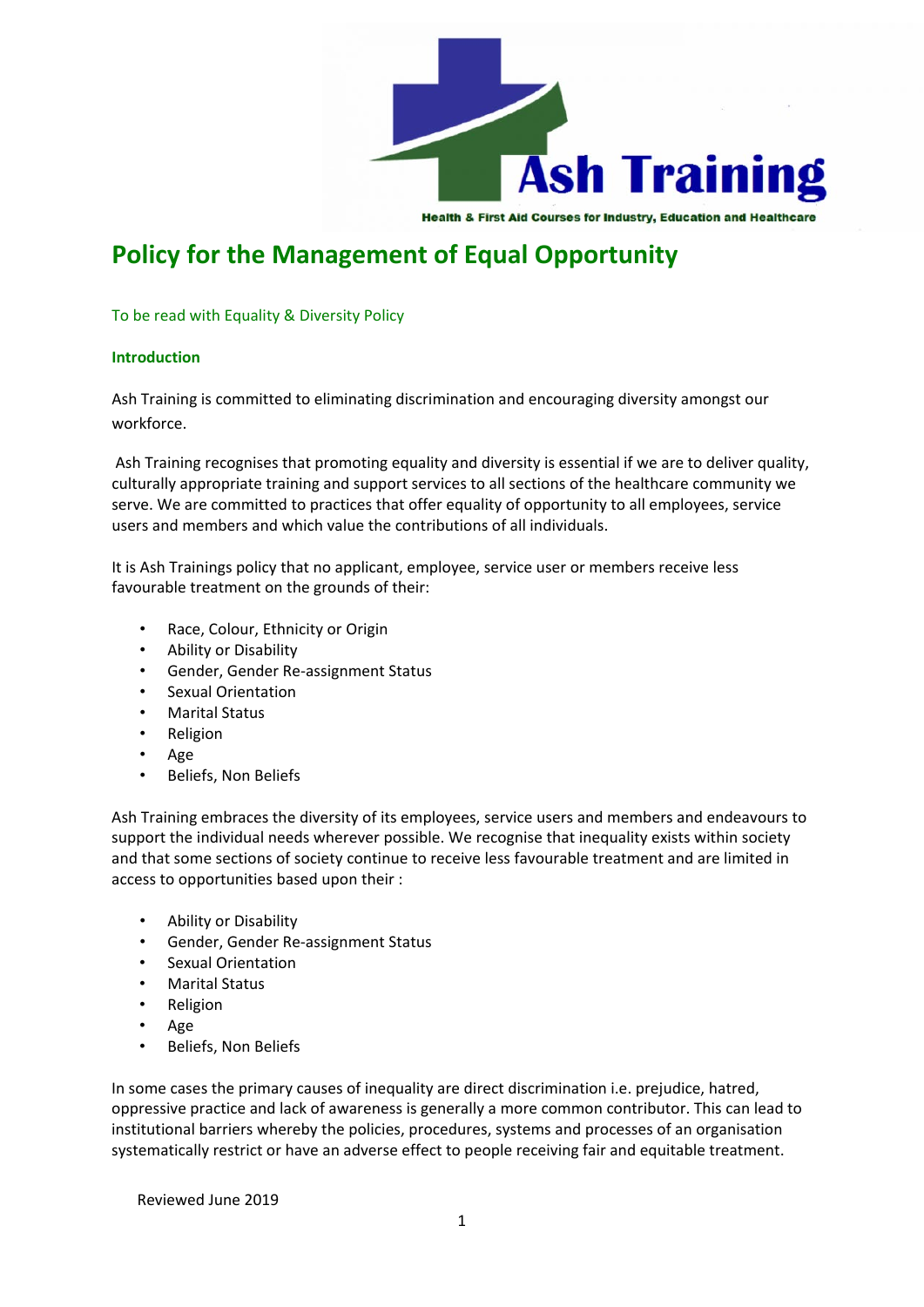Ash Training

Health & First Aid Courses for Industry, Education and Healthcare

# Policy for the Management of Equal Opportunity

To be read with Equality & Diversity Policy

**Introduction**

Ash Training is committed to eliminating discrimination and encouraging diversity amongst our workforce.

Ash Training recognises that promoting equality and diversity is essential if we are to deliver quality, culturally appropriate training and support services to all sections of the healthcare community we serve. We are committed to practices that offer equality of opportunity to all employees, service users and members and which value the contributions of all individuals.

It is Ash Trainings policy that no applicant, employee, service user or members receive less favourable treatment on the grounds of their:

- Race, Colour, Ethnicity or Origin
- Ability or Disability
- Gender, Gender Re-assignment Status
- Sexual Orientation
- Marital Status
- Religion
- Age
- Beliefs, Non Beliefs

Ash Training embraces the diversity of its employees, service users and members and endeavours to support the individual needs wherever possible. We recognise that inequality exists within society and that some sections of society continue to receive less favourable treatment and are limited in access to opportunities based upon their :

- Ability or Disability
- Gender, Gender Re-assignment Status
- Sexual Orientation
- Marital Status
- Religion
- Age
- Beliefs, Non Beliefs

In some cases the primary causes of inequality are direct discrimination i.e. prejudice, hatred, oppressive practice and lack of awareness is generally a more common contributor. This can lead to institutional barriers whereby the policies, procedures, systems and processes of an organisation systematically restrict or have an adverse effect to people receiving fair and equitable treatment.

Reviewed June 2019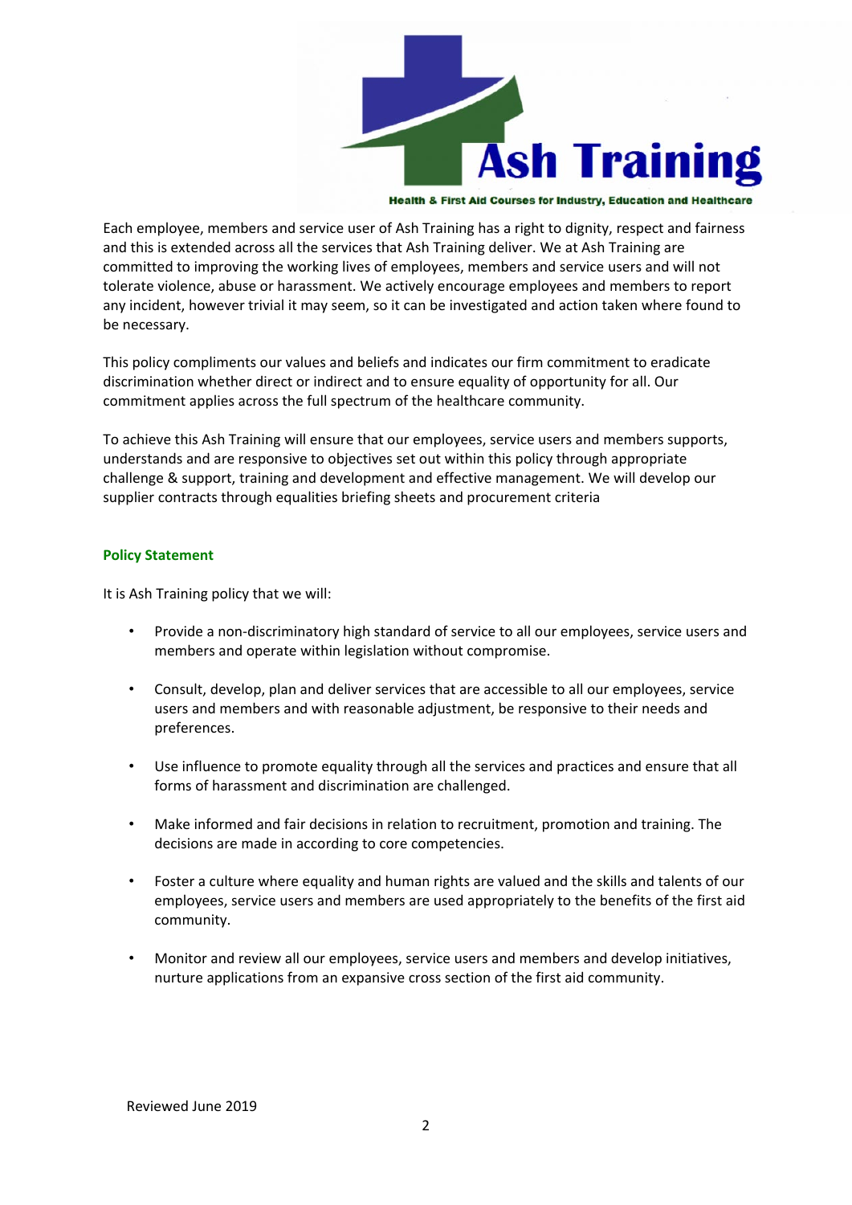Each employee, members and service user of Ash Training has a right to dignity, respect and fairness and this is extended across all the services that Ash Training deliver. We at Ash Training are committed to improving the working lives of employees, members and service users and will not tolerate violence, abuse or harassment. We actively encourage employees and members to report any incident, however trivial it may seem, so it can be investigated and action taken where found to be necessary.

This policy compliments our values and beliefs and indicates our firm commitment to eradicate discrimination whether direct or indirect and to ensure equality of opportunity for all. Our commitment applies across the full spectrum of the healthcare community.

To achieve this Ash Training will ensure that our employees, service users and members supports, understands and are responsive to objectives set out within this policy through appropriate challenge & support, training and development and effective management. We will develop our supplier contracts through equalities briefing sheets and procurement criteria

## Policy Statement

It is Ash Training policy that we will:

- Provide a non-discriminatory high standard of service to all our employees, service users and members and operate within legislation without compromise.
- Consult, develop, plan and deliver services that are accessible to all our employees, service users and members and with reasonable adjustment, be responsive to their needs and preferences.
- Use influence to promote equality through all the services and practices and ensure that all forms of harassment and discrimination are challenged.
- Make informed and fair decisions in relation to recruitment, promotion and training. The decisions are made in according to core competencies.
- Foster a culture where equality and human rights are valued and the skills and talents of our employees, service users and members are used appropriately to the benefits of the first aid community.
- Monitor and review all our employees, service users and members and develop initiatives, nurture applications from an expansive cross section of the first aid community.

Reviewed June 2019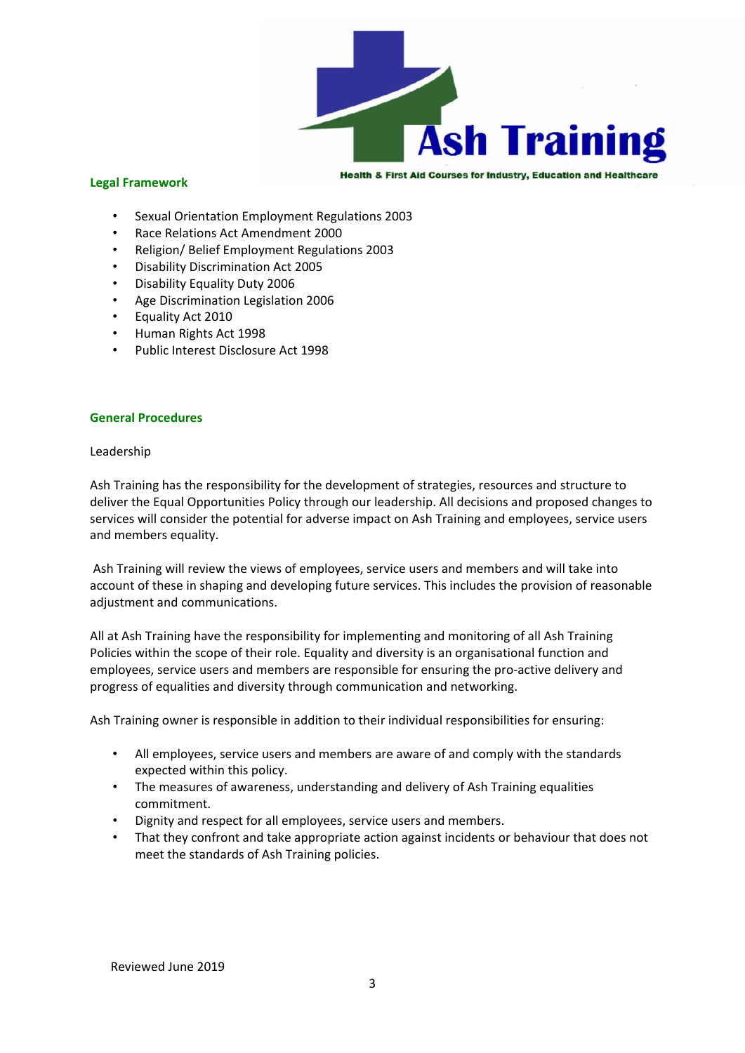## Legal Framework

- Sexual Orientation Employment Regulations 2003
- Race Relations Act Amendment 2000
- Religion/ Belief Employment Regulations 2003
- Disability Discrimination Act 2005
- Disability Equality Duty 2006
- Age Discrimination Legislation 2006
- Equality Act 2010
- Human Rights Act 1998
- Public Interest Disclosure Act 1998

## General Procedures

Leadership

Ash Training has the responsibility for the development of strategies, resources and structure to deliver the Equal Opportunities Policy through our leadership. All decisions and proposed changes to services will consider the potential for adverse impact on Ash Training and employees, service users and members equality.

Ash Training will review the views of employees, service users and members and will take into account of these in shaping and developing future services. This includes the provision of reasonable adjustment and communications.

All at Ash Training have the responsibility for implementing and monitoring of all Ash Training Policies within the scope of their role. Equality and diversity is an organisational function and employees, service users and members are responsible for ensuring the pro-active delivery and progress of equalities and diversity through communication and networking.

Ash Training owner is responsible in addition to their individual responsibilities for ensuring:

- All employees, service users and members are aware of and comply with the standards expected within this policy.
- The measures of awareness, understanding and delivery of Ash Training equalities commitment.
- Dignity and respect for all employees, service users and members.
- That they confront and take appropriate action against incidents or behaviour that does not meet the standards of Ash Training policies.

Reviewed June 2019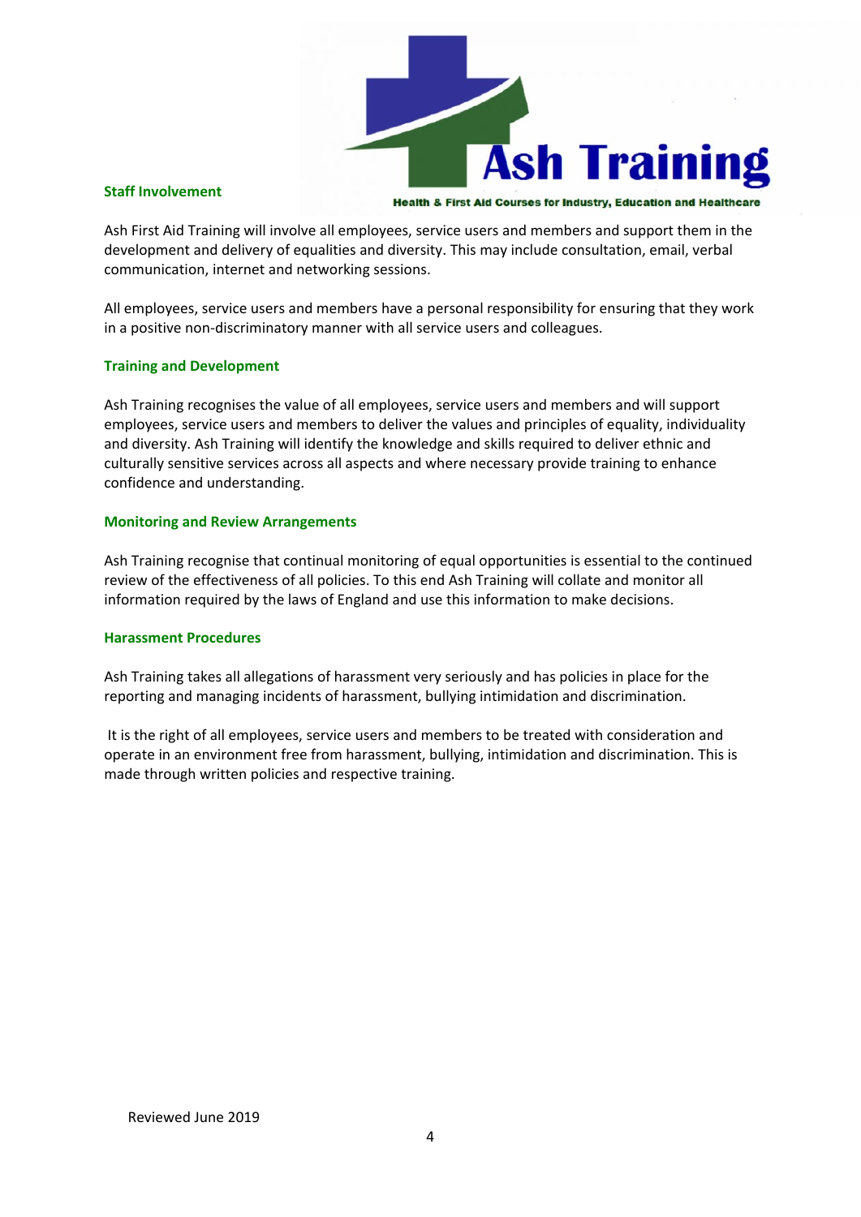### Staff Involvement

Ash First Aid Training will involve all employees, service users and members and support them in the development and delivery of equalities and diversity. This may include consultation, email, verbal communication, internet and networking sessions.

All employees, service users and members have a personal responsibility for ensuring that they work in a positive non-discriminatory manner with all service users and colleagues.

### Training and Development

Ash Training recognises the value of all employees, service users and members and will support employees, service users and members to deliver the values and principles of equality, individuality and diversity. Ash Training will identify the knowledge and skills required to deliver ethnic and culturally sensitive services across all aspects and where necessary provide training to enhance confidence and understanding.

### Monitoring and Review Arrangements

Ash Training recognise that continual monitoring of equal opportunities is essential to the continued review of the effectiveness of all policies. To this end Ash Training will collate and monitor all information required by the laws of England and use this information to make decisions.

### Harassment Procedures

Ash Training takes all allegations of harassment very seriously and has policies in place for the reporting and managing incidents of harassment, bullying intimidation and discrimination.

It is the right of all employees, service users and members to be treated with consideration and operate in an environment free from harassment, bullying, intimidation and discrimination. This is made through written policies and respective training.

Reviewed June 2019